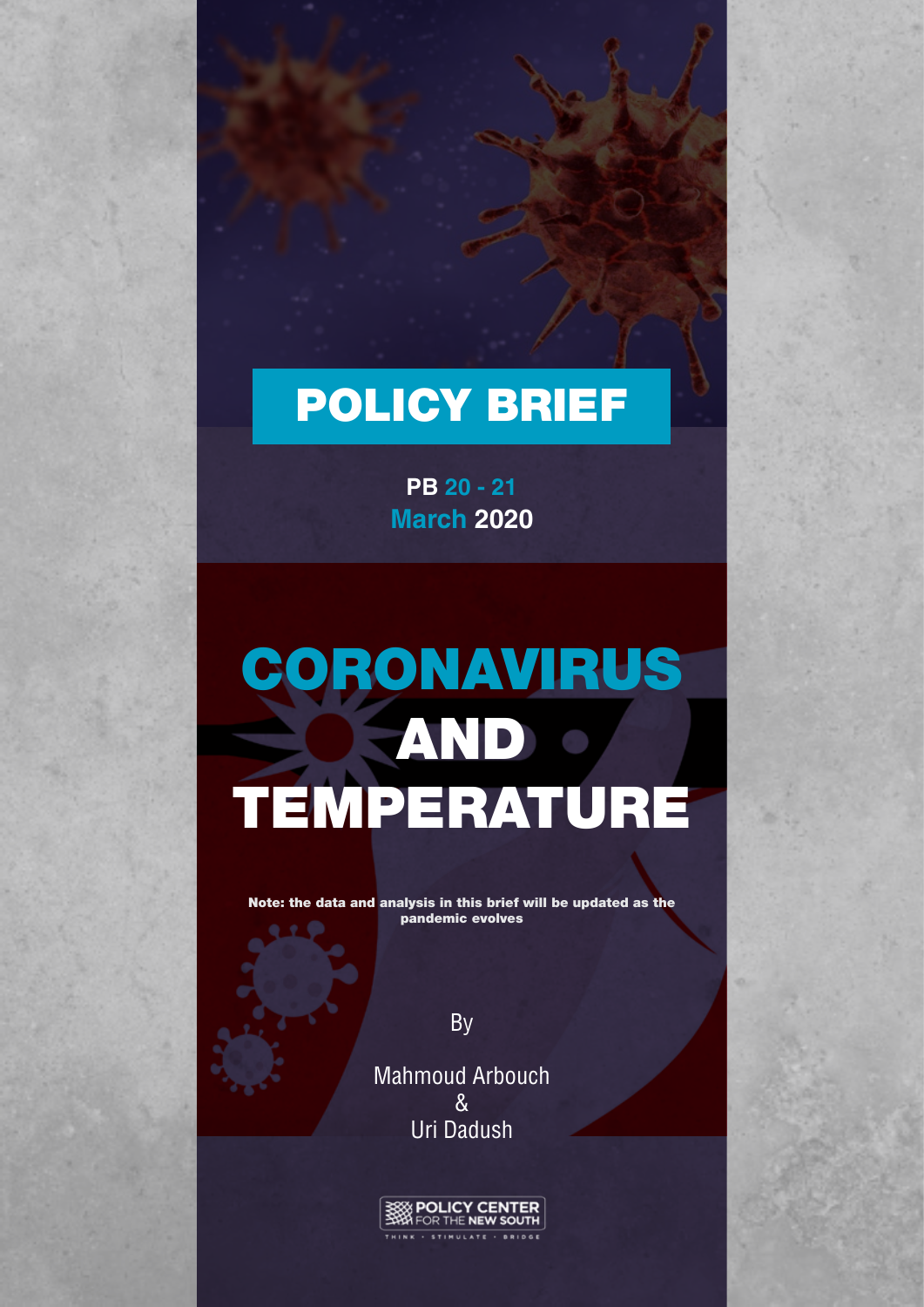# POLICY BRIEF

**PB 20 - 21**
**March 2020**

# CORONAVIRUS AND TEMPERATURE

**Note: the data and analysis in this brief will be updated as the pandemic evolves**

By

Mahmoud Arbouch
&
Uri Dadush

POLICY CENTER FOR THE NEW SOUTH

THINK • STIMULATE • BRIDGE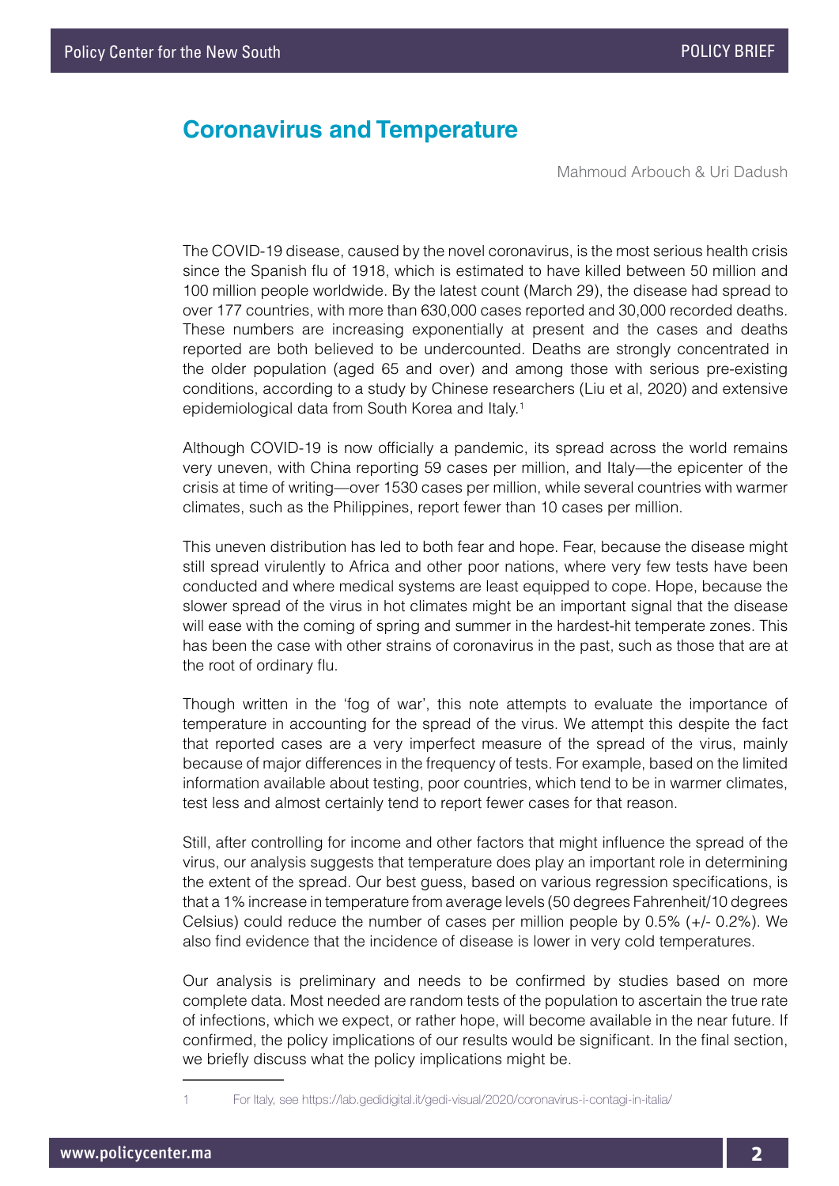# Coronavirus and Temperature

Mahmoud Arbouch & Uri Dadush

The COVID-19 disease, caused by the novel coronavirus, is the most serious health crisis since the Spanish flu of 1918, which is estimated to have killed between 50 million and 100 million people worldwide. By the latest count (March 29), the disease had spread to over 177 countries, with more than 630,000 cases reported and 30,000 recorded deaths. These numbers are increasing exponentially at present and the cases and deaths reported are both believed to be undercounted. Deaths are strongly concentrated in the older population (aged 65 and over) and among those with serious pre-existing conditions, according to a study by Chinese researchers (Liu et al, 2020) and extensive epidemiological data from South Korea and Italy.[1]

Although COVID-19 is now officially a pandemic, its spread across the world remains very uneven, with China reporting 59 cases per million, and Italy—the epicenter of the crisis at time of writing—over 1530 cases per million, while several countries with warmer climates, such as the Philippines, report fewer than 10 cases per million.

This uneven distribution has led to both fear and hope. Fear, because the disease might still spread virulently to Africa and other poor nations, where very few tests have been conducted and where medical systems are least equipped to cope. Hope, because the slower spread of the virus in hot climates might be an important signal that the disease will ease with the coming of spring and summer in the hardest-hit temperate zones. This has been the case with other strains of coronavirus in the past, such as those that are at the root of ordinary flu.

Though written in the 'fog of war', this note attempts to evaluate the importance of temperature in accounting for the spread of the virus. We attempt this despite the fact that reported cases are a very imperfect measure of the spread of the virus, mainly because of major differences in the frequency of tests. For example, based on the limited information available about testing, poor countries, which tend to be in warmer climates, test less and almost certainly tend to report fewer cases for that reason.

Still, after controlling for income and other factors that might influence the spread of the virus, our analysis suggests that temperature does play an important role in determining the extent of the spread. Our best guess, based on various regression specifications, is that a 1% increase in temperature from average levels (50 degrees Fahrenheit/10 degrees Celsius) could reduce the number of cases per million people by 0.5% (+/- 0.2%). We also find evidence that the incidence of disease is lower in very cold temperatures.

Our analysis is preliminary and needs to be confirmed by studies based on more complete data. Most needed are random tests of the population to ascertain the true rate of infections, which we expect, or rather hope, will become available in the near future. If confirmed, the policy implications of our results would be significant. In the final section, we briefly discuss what the policy implications might be.

---

1 For Italy, see https://lab.gedidigital.it/gedi-visual/2020/coronavirus-i-contagi-in-italia/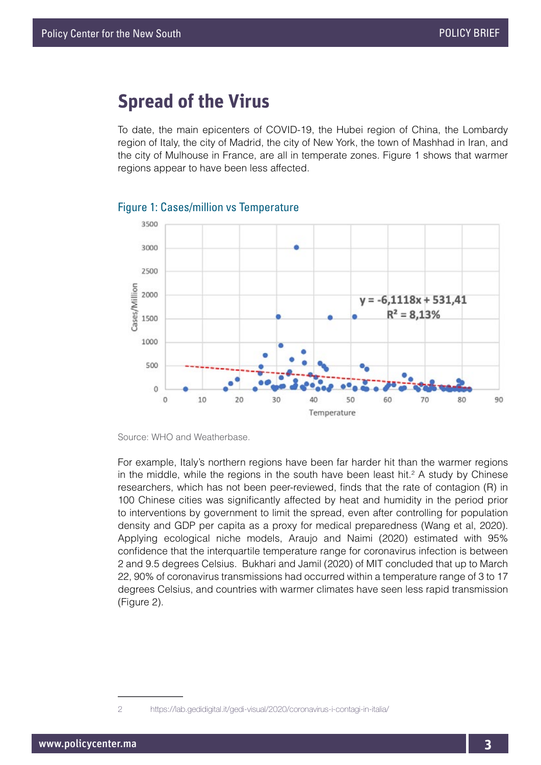## Spread of the Virus

To date, the main epicenters of COVID-19, the Hubei region of China, the Lombardy region of Italy, the city of Madrid, the city of New York, the town of Mashhad in Iran, and the city of Mulhouse in France, are all in temperate zones. Figure 1 shows that warmer regions appear to have been less affected.

Figure 1: Cases/million vs Temperature

Source: WHO and Weatherbase.

For example, Italy's northern regions have been far harder hit than the warmer regions in the middle, while the regions in the south have been least hit.[2] A study by Chinese researchers, which has not been peer-reviewed, finds that the rate of contagion (R) in 100 Chinese cities was significantly affected by heat and humidity in the period prior to interventions by government to limit the spread, even after controlling for population density and GDP per capita as a proxy for medical preparedness (Wang et al, 2020). Applying ecological niche models, Araujo and Naimi (2020) estimated with 95% confidence that the interquartile temperature range for coronavirus infection is between 2 and 9.5 degrees Celsius. Bukhari and Jamil (2020) of MIT concluded that up to March 22, 90% of coronavirus transmissions had occurred within a temperature range of 3 to 17 degrees Celsius, and countries with warmer climates have seen less rapid transmission (Figure 2).

2 https://lab.gedidigital.it/gedi-visual/2020/coronavirus-i-contagi-in-italia/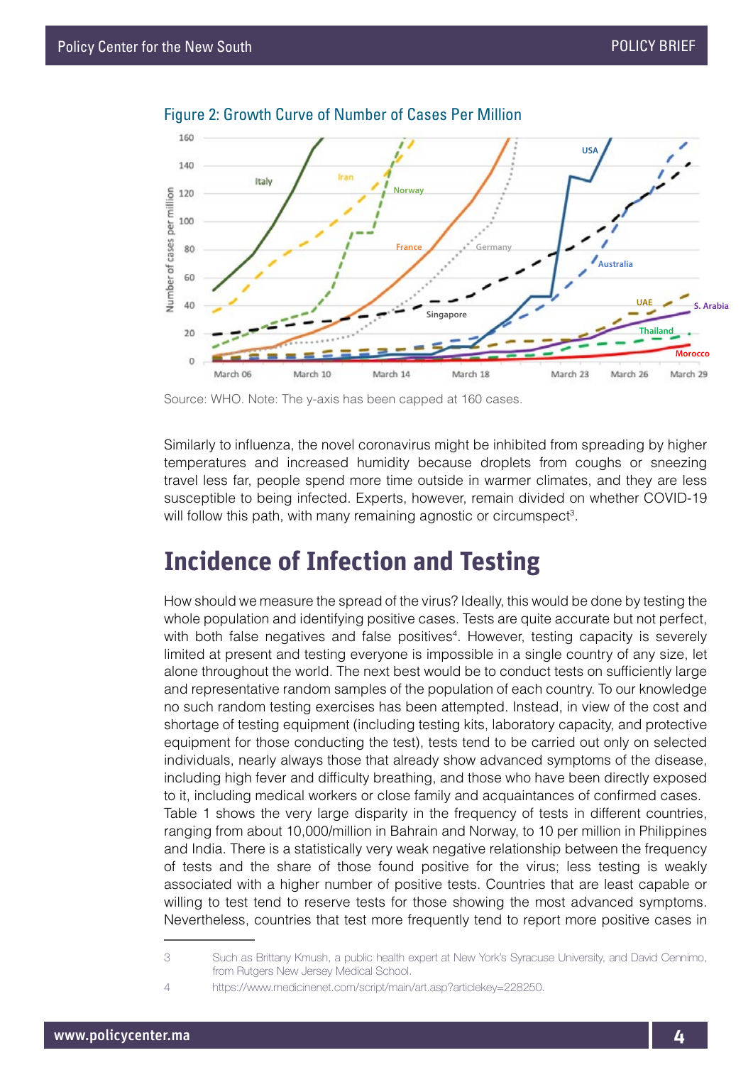Figure 2: Growth Curve of Number of Cases Per Million

Source: WHO. Note: The y-axis has been capped at 160 cases.

Similarly to influenza, the novel coronavirus might be inhibited from spreading by higher temperatures and increased humidity because droplets from coughs or sneezing travel less far, people spend more time outside in warmer climates, and they are less susceptible to being infected. Experts, however, remain divided on whether COVID-19 will follow this path, with many remaining agnostic or circumspect[3].

## Incidence of Infection and Testing

How should we measure the spread of the virus? Ideally, this would be done by testing the whole population and identifying positive cases. Tests are quite accurate but not perfect, with both false negatives and false positives[4]. However, testing capacity is severely limited at present and testing everyone is impossible in a single country of any size, let alone throughout the world. The next best would be to conduct tests on sufficiently large and representative random samples of the population of each country. To our knowledge no such random testing exercises has been attempted. Instead, in view of the cost and shortage of testing equipment (including testing kits, laboratory capacity, and protective equipment for those conducting the test), tests tend to be carried out only on selected individuals, nearly always those that already show advanced symptoms of the disease, including high fever and difficulty breathing, and those who have been directly exposed to it, including medical workers or close family and acquaintances of confirmed cases.
Table 1 shows the very large disparity in the frequency of tests in different countries, ranging from about 10,000/million in Bahrain and Norway, to 10 per million in Philippines and India. There is a statistically very weak negative relationship between the frequency of tests and the share of those found positive for the virus; less testing is weakly associated with a higher number of positive tests. Countries that are least capable or willing to test tend to reserve tests for those showing the most advanced symptoms. Nevertheless, countries that test more frequently tend to report more positive cases in

3 Such as Brittany Kmush, a public health expert at New York's Syracuse University, and David Cennimo, from Rutgers New Jersey Medical School.

4 https://www.medicinenet.com/script/main/art.asp?articlekey=228250.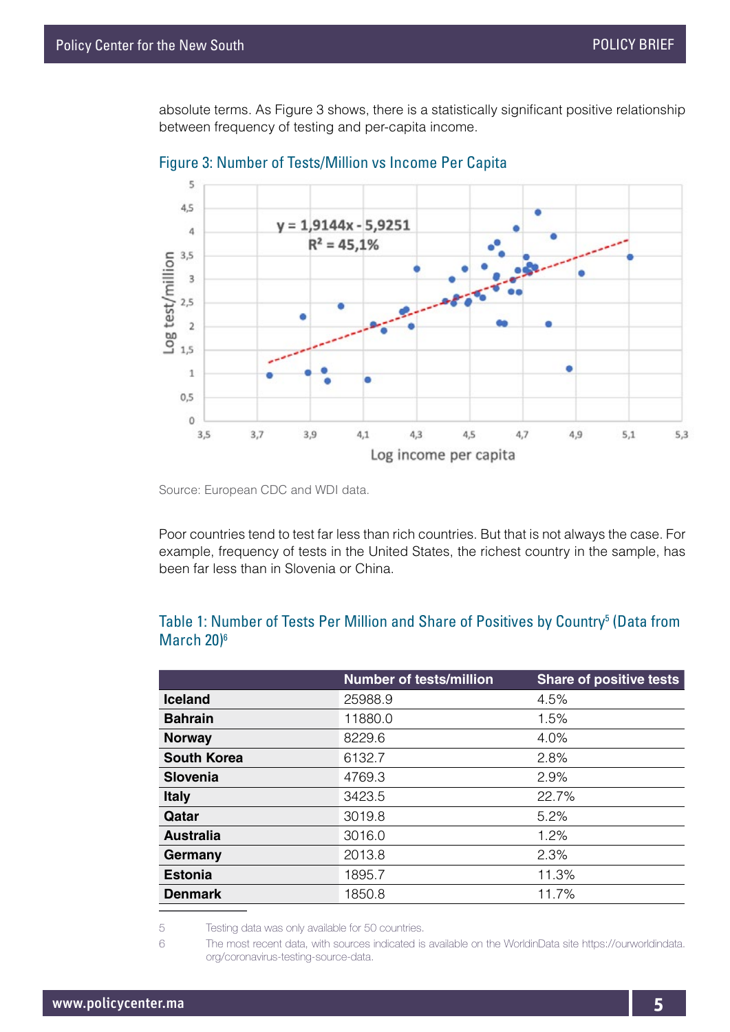absolute terms. As Figure 3 shows, there is a statistically significant positive relationship between frequency of testing and per-capita income.

### Figure 3: Number of Tests/Million vs Income Per Capita

Source: European CDC and WDI data.

Poor countries tend to test far less than rich countries. But that is not always the case. For example, frequency of tests in the United States, the richest country in the sample, has been far less than in Slovenia or China.

### Table 1: Number of Tests Per Million and Share of Positives by Country[5] (Data from March 20)[6]

| | Number of tests/million | Share of positive tests |
|---|---|---|
| **Iceland** | 25988.9 | 4.5% |
| **Bahrain** | 11880.0 | 1.5% |
| **Norway** | 8229.6 | 4.0% |
| **South Korea** | 6132.7 | 2.8% |
| **Slovenia** | 4769.3 | 2.9% |
| **Italy** | 3423.5 | 22.7% |
| **Qatar** | 3019.8 | 5.2% |
| **Australia** | 3016.0 | 1.2% |
| **Germany** | 2013.8 | 2.3% |
| **Estonia** | 1895.7 | 11.3% |
| **Denmark** | 1850.8 | 11.7% |

5 Testing data was only available for 50 countries.

6 The most recent data, with sources indicated is available on the WorldinData site https://ourworldindata.org/coronavirus-testing-source-data.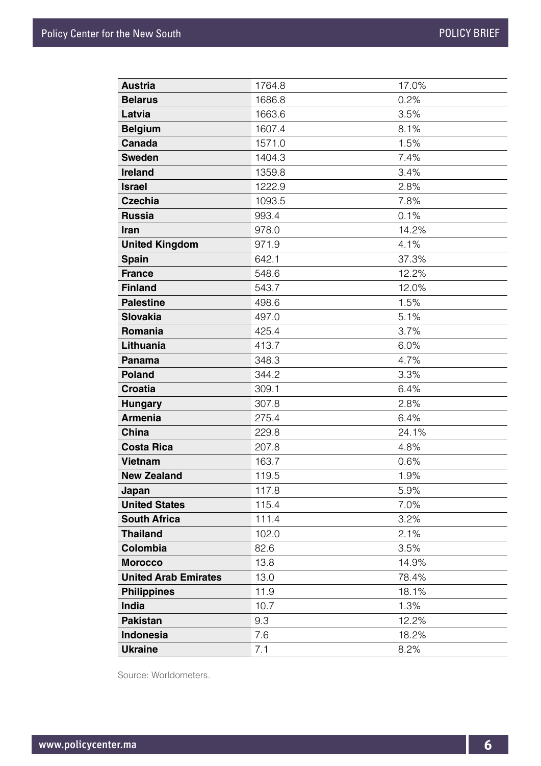| | | |
|---|---|---|
| **Austria** | 1764.8 | 17.0% |
| **Belarus** | 1686.8 | 0.2% |
| **Latvia** | 1663.6 | 3.5% |
| **Belgium** | 1607.4 | 8.1% |
| **Canada** | 1571.0 | 1.5% |
| **Sweden** | 1404.3 | 7.4% |
| **Ireland** | 1359.8 | 3.4% |
| **Israel** | 1222.9 | 2.8% |
| **Czechia** | 1093.5 | 7.8% |
| **Russia** | 993.4 | 0.1% |
| **Iran** | 978.0 | 14.2% |
| **United Kingdom** | 971.9 | 4.1% |
| **Spain** | 642.1 | 37.3% |
| **France** | 548.6 | 12.2% |
| **Finland** | 543.7 | 12.0% |
| **Palestine** | 498.6 | 1.5% |
| **Slovakia** | 497.0 | 5.1% |
| **Romania** | 425.4 | 3.7% |
| **Lithuania** | 413.7 | 6.0% |
| **Panama** | 348.3 | 4.7% |
| **Poland** | 344.2 | 3.3% |
| **Croatia** | 309.1 | 6.4% |
| **Hungary** | 307.8 | 2.8% |
| **Armenia** | 275.4 | 6.4% |
| **China** | 229.8 | 24.1% |
| **Costa Rica** | 207.8 | 4.8% |
| **Vietnam** | 163.7 | 0.6% |
| **New Zealand** | 119.5 | 1.9% |
| **Japan** | 117.8 | 5.9% |
| **United States** | 115.4 | 7.0% |
| **South Africa** | 111.4 | 3.2% |
| **Thailand** | 102.0 | 2.1% |
| **Colombia** | 82.6 | 3.5% |
| **Morocco** | 13.8 | 14.9% |
| **United Arab Emirates** | 13.0 | 78.4% |
| **Philippines** | 11.9 | 18.1% |
| **India** | 10.7 | 1.3% |
| **Pakistan** | 9.3 | 12.2% |
| **Indonesia** | 7.6 | 18.2% |
| **Ukraine** | 7.1 | 8.2% |

Source: Worldometers.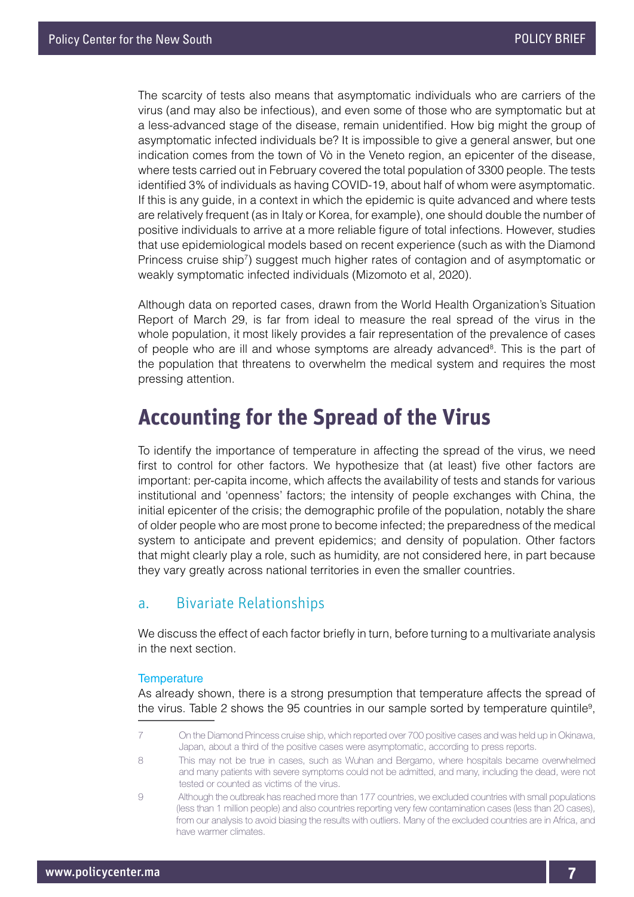The scarcity of tests also means that asymptomatic individuals who are carriers of the virus (and may also be infectious), and even some of those who are symptomatic but at a less-advanced stage of the disease, remain unidentified. How big might the group of asymptomatic infected individuals be? It is impossible to give a general answer, but one indication comes from the town of Vò in the Veneto region, an epicenter of the disease, where tests carried out in February covered the total population of 3300 people. The tests identified 3% of individuals as having COVID-19, about half of whom were asymptomatic. If this is any guide, in a context in which the epidemic is quite advanced and where tests are relatively frequent (as in Italy or Korea, for example), one should double the number of positive individuals to arrive at a more reliable figure of total infections. However, studies that use epidemiological models based on recent experience (such as with the Diamond Princess cruise ship[7]) suggest much higher rates of contagion and of asymptomatic or weakly symptomatic infected individuals (Mizomoto et al, 2020).

Although data on reported cases, drawn from the World Health Organization's Situation Report of March 29, is far from ideal to measure the real spread of the virus in the whole population, it most likely provides a fair representation of the prevalence of cases of people who are ill and whose symptoms are already advanced[8]. This is the part of the population that threatens to overwhelm the medical system and requires the most pressing attention.

## Accounting for the Spread of the Virus

To identify the importance of temperature in affecting the spread of the virus, we need first to control for other factors. We hypothesize that (at least) five other factors are important: per-capita income, which affects the availability of tests and stands for various institutional and 'openness' factors; the intensity of people exchanges with China, the initial epicenter of the crisis; the demographic profile of the population, notably the share of older people who are most prone to become infected; the preparedness of the medical system to anticipate and prevent epidemics; and density of population. Other factors that might clearly play a role, such as humidity, are not considered here, in part because they vary greatly across national territories in even the smaller countries.

### a. Bivariate Relationships

We discuss the effect of each factor briefly in turn, before turning to a multivariate analysis in the next section.

#### Temperature

As already shown, there is a strong presumption that temperature affects the spread of the virus. Table 2 shows the 95 countries in our sample sorted by temperature quintile[9],

---

7 On the Diamond Princess cruise ship, which reported over 700 positive cases and was held up in Okinawa, Japan, about a third of the positive cases were asymptomatic, according to press reports.

8 This may not be true in cases, such as Wuhan and Bergamo, where hospitals became overwhelmed and many patients with severe symptoms could not be admitted, and many, including the dead, were not tested or counted as victims of the virus.

9 Although the outbreak has reached more than 177 countries, we excluded countries with small populations (less than 1 million people) and also countries reporting very few contamination cases (less than 20 cases), from our analysis to avoid biasing the results with outliers. Many of the excluded countries are in Africa, and have warmer climates.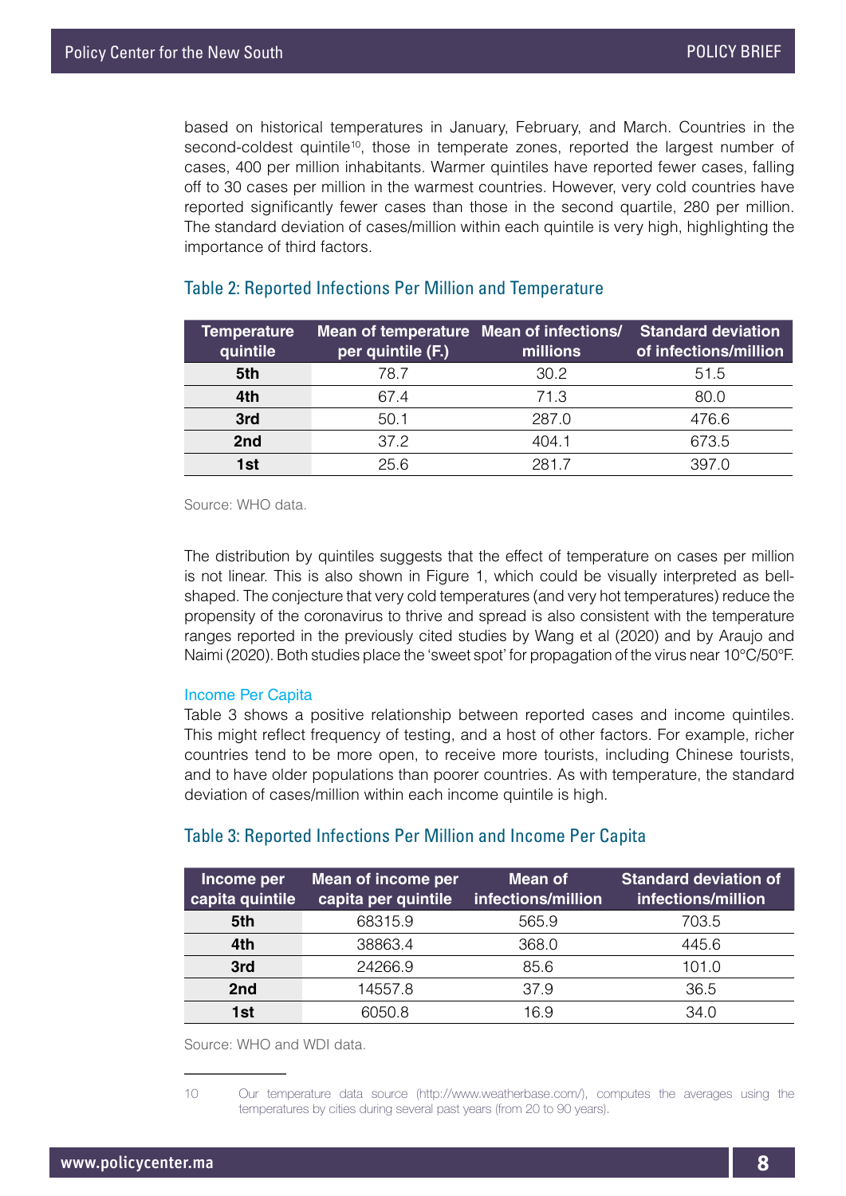based on historical temperatures in January, February, and March. Countries in the second-coldest quintile[10], those in temperate zones, reported the largest number of cases, 400 per million inhabitants. Warmer quintiles have reported fewer cases, falling off to 30 cases per million in the warmest countries. However, very cold countries have reported significantly fewer cases than those in the second quartile, 280 per million. The standard deviation of cases/million within each quintile is very high, highlighting the importance of third factors.

### Table 2: Reported Infections Per Million and Temperature

| Temperature quintile | Mean of temperature per quintile (F.) | Mean of infections/ millions | Standard deviation of infections/million |
|---|---|---|---|
| **5th** | 78.7 | 30.2 | 51.5 |
| **4th** | 67.4 | 71.3 | 80.0 |
| **3rd** | 50.1 | 287.0 | 476.6 |
| **2nd** | 37.2 | 404.1 | 673.5 |
| **1st** | 25.6 | 281.7 | 397.0 |

Source: WHO data.

The distribution by quintiles suggests that the effect of temperature on cases per million is not linear. This is also shown in Figure 1, which could be visually interpreted as bell-shaped. The conjecture that very cold temperatures (and very hot temperatures) reduce the propensity of the coronavirus to thrive and spread is also consistent with the temperature ranges reported in the previously cited studies by Wang et al (2020) and by Araujo and Naimi (2020). Both studies place the 'sweet spot' for propagation of the virus near 10°C/50°F.

#### Income Per Capita

Table 3 shows a positive relationship between reported cases and income quintiles. This might reflect frequency of testing, and a host of other factors. For example, richer countries tend to be more open, to receive more tourists, including Chinese tourists, and to have older populations than poorer countries. As with temperature, the standard deviation of cases/million within each income quintile is high.

### Table 3: Reported Infections Per Million and Income Per Capita

| Income per capita quintile | Mean of income per capita per quintile | Mean of infections/million | Standard deviation of infections/million |
|---|---|---|---|
| **5th** | 68315.9 | 565.9 | 703.5 |
| **4th** | 38863.4 | 368.0 | 445.6 |
| **3rd** | 24266.9 | 85.6 | 101.0 |
| **2nd** | 14557.8 | 37.9 | 36.5 |
| **1st** | 6050.8 | 16.9 | 34.0 |

Source: WHO and WDI data.

---

10 Our temperature data source (http://www.weatherbase.com/), computes the averages using the temperatures by cities during several past years (from 20 to 90 years).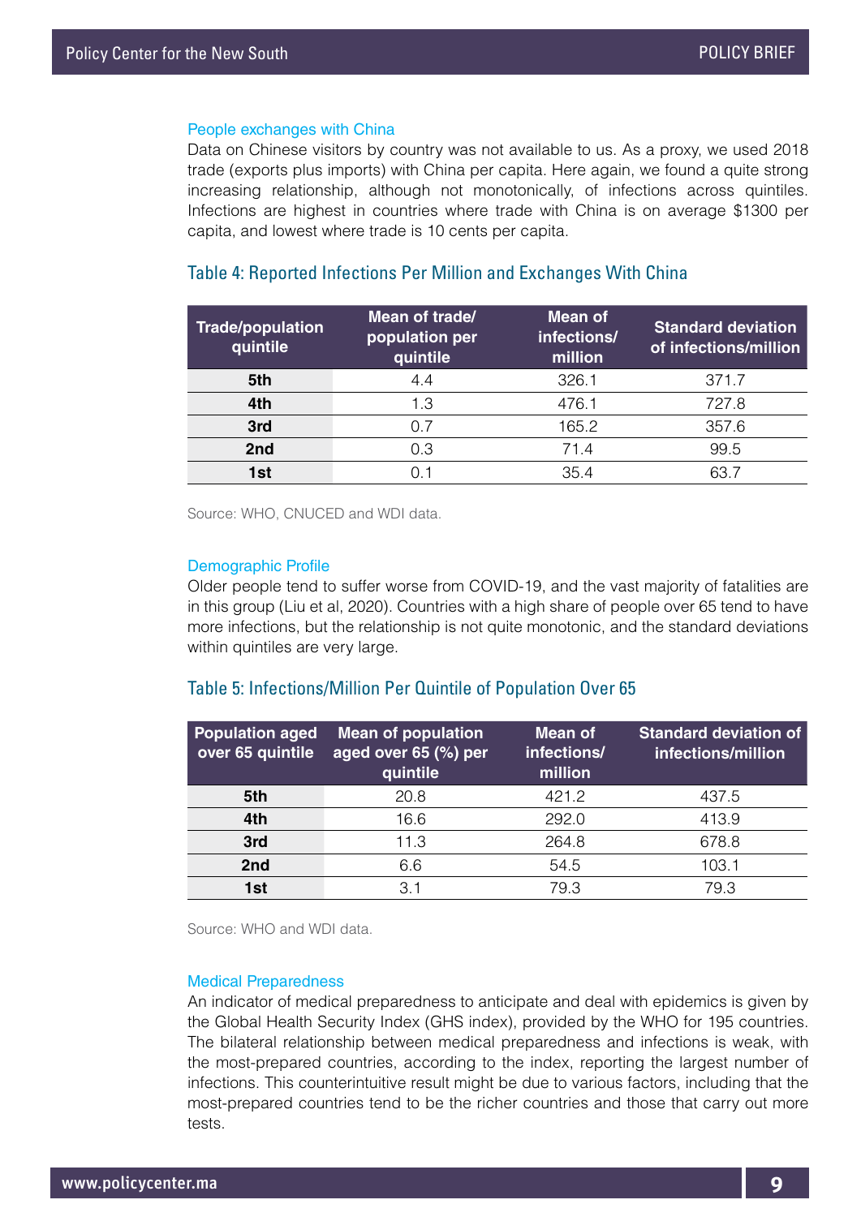### People exchanges with China

Data on Chinese visitors by country was not available to us. As a proxy, we used 2018 trade (exports plus imports) with China per capita. Here again, we found a quite strong increasing relationship, although not monotonically, of infections across quintiles. Infections are highest in countries where trade with China is on average $1300 per capita, and lowest where trade is 10 cents per capita.

## Table 4: Reported Infections Per Million and Exchanges With China

| Trade/population quintile | Mean of trade/ population per quintile | Mean of infections/ million | Standard deviation of infections/million |
|---|---|---|---|
| 5th | 4.4 | 326.1 | 371.7 |
| 4th | 1.3 | 476.1 | 727.8 |
| 3rd | 0.7 | 165.2 | 357.6 |
| 2nd | 0.3 | 71.4 | 99.5 |
| 1st | 0.1 | 35.4 | 63.7 |

Source: WHO, CNUCED and WDI data.

### Demographic Profile

Older people tend to suffer worse from COVID-19, and the vast majority of fatalities are in this group (Liu et al, 2020). Countries with a high share of people over 65 tend to have more infections, but the relationship is not quite monotonic, and the standard deviations within quintiles are very large.

## Table 5: Infections/Million Per Quintile of Population Over 65

| Population aged over 65 quintile | Mean of population aged over 65 (%) per quintile | Mean of infections/ million | Standard deviation of infections/million |
|---|---|---|---|
| 5th | 20.8 | 421.2 | 437.5 |
| 4th | 16.6 | 292.0 | 413.9 |
| 3rd | 11.3 | 264.8 | 678.8 |
| 2nd | 6.6 | 54.5 | 103.1 |
| 1st | 3.1 | 79.3 | 79.3 |

Source: WHO and WDI data.

### Medical Preparedness

An indicator of medical preparedness to anticipate and deal with epidemics is given by the Global Health Security Index (GHS index), provided by the WHO for 195 countries. The bilateral relationship between medical preparedness and infections is weak, with the most-prepared countries, according to the index, reporting the largest number of infections. This counterintuitive result might be due to various factors, including that the most-prepared countries tend to be the richer countries and those that carry out more tests.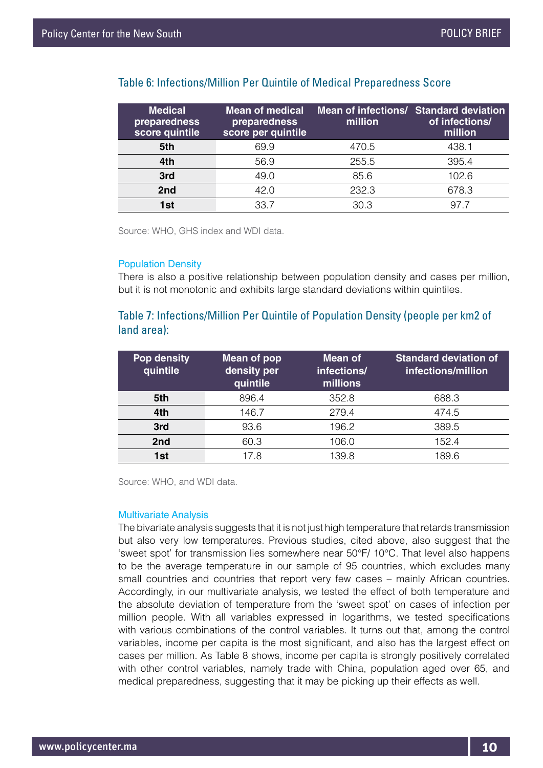### Table 6: Infections/Million Per Quintile of Medical Preparedness Score

| Medical preparedness score quintile | Mean of medical preparedness score per quintile | Mean of infections/ million | Standard deviation of infections/ million |
|---|---|---|---|
| **5th** | 69.9 | 470.5 | 438.1 |
| **4th** | 56.9 | 255.5 | 395.4 |
| **3rd** | 49.0 | 85.6 | 102.6 |
| **2nd** | 42.0 | 232.3 | 678.3 |
| **1st** | 33.7 | 30.3 | 97.7 |

Source: WHO, GHS index and WDI data.

#### Population Density

There is also a positive relationship between population density and cases per million, but it is not monotonic and exhibits large standard deviations within quintiles.

### Table 7: Infections/Million Per Quintile of Population Density (people per km2 of land area):

| Pop density quintile | Mean of pop density per quintile | Mean of infections/ millions | Standard deviation of infections/million |
|---|---|---|---|
| **5th** | 896.4 | 352.8 | 688.3 |
| **4th** | 146.7 | 279.4 | 474.5 |
| **3rd** | 93.6 | 196.2 | 389.5 |
| **2nd** | 60.3 | 106.0 | 152.4 |
| **1st** | 17.8 | 139.8 | 189.6 |

Source: WHO, and WDI data.

#### Multivariate Analysis

The bivariate analysis suggests that it is not just high temperature that retards transmission but also very low temperatures. Previous studies, cited above, also suggest that the 'sweet spot' for transmission lies somewhere near 50°F/ 10°C. That level also happens to be the average temperature in our sample of 95 countries, which excludes many small countries and countries that report very few cases – mainly African countries. Accordingly, in our multivariate analysis, we tested the effect of both temperature and the absolute deviation of temperature from the 'sweet spot' on cases of infection per million people. With all variables expressed in logarithms, we tested specifications with various combinations of the control variables. It turns out that, among the control variables, income per capita is the most significant, and also has the largest effect on cases per million. As Table 8 shows, income per capita is strongly positively correlated with other control variables, namely trade with China, population aged over 65, and medical preparedness, suggesting that it may be picking up their effects as well.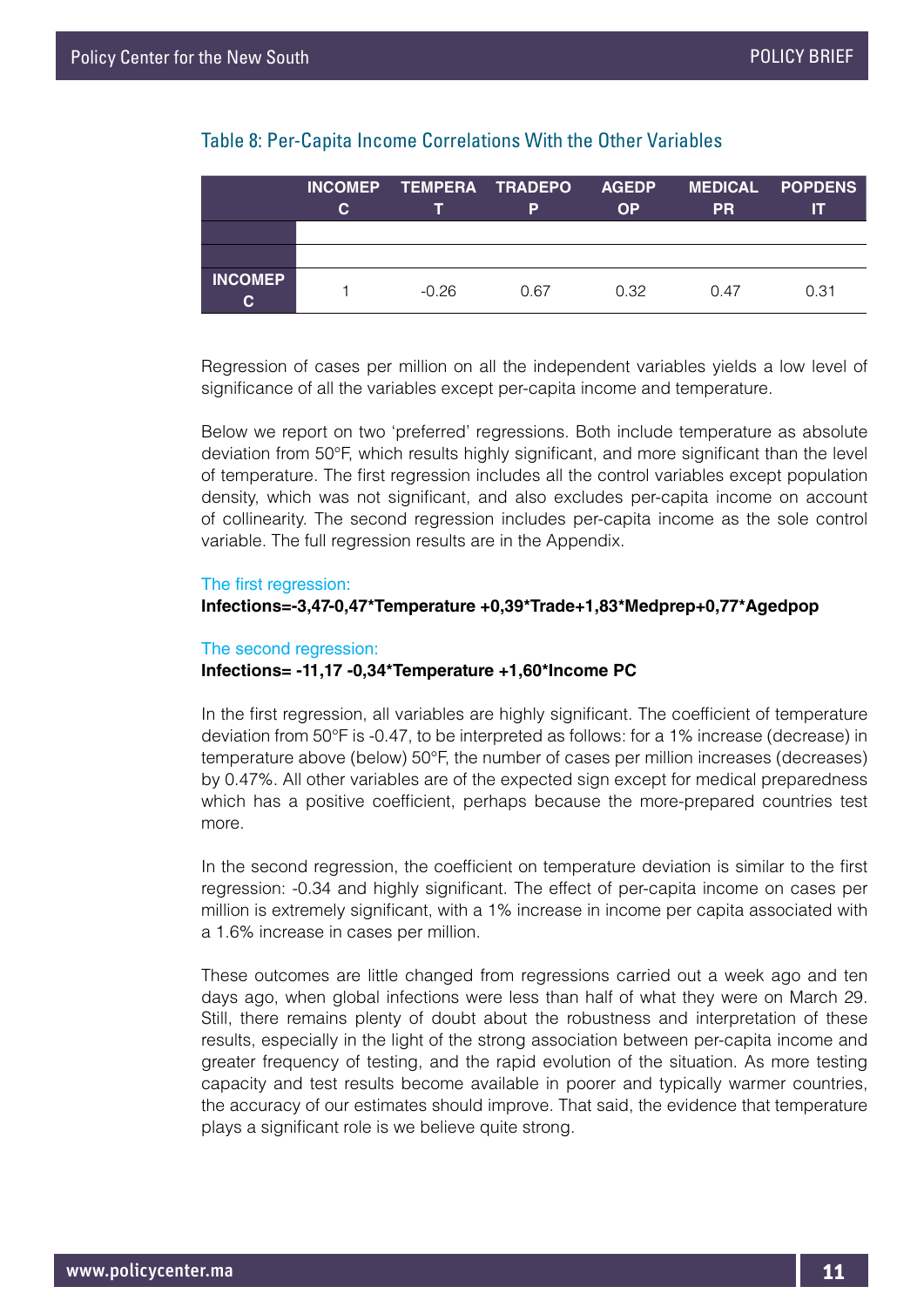### Table 8: Per-Capita Income Correlations With the Other Variables

| | INCOMEPC | TEMPERAT | TRADEPOP | AGEDPOP | MEDICALPR | POPDENSIT |
|---|---|---|---|---|---|---|
| | | | | | | |
| | | | | | | |
| **INCOMEPC** | 1 | -0.26 | 0.67 | 0.32 | 0.47 | 0.31 |

Regression of cases per million on all the independent variables yields a low level of significance of all the variables except per-capita income and temperature.

Below we report on two 'preferred' regressions. Both include temperature as absolute deviation from 50°F, which results highly significant, and more significant than the level of temperature. The first regression includes all the control variables except population density, which was not significant, and also excludes per-capita income on account of collinearity. The second regression includes per-capita income as the sole control variable. The full regression results are in the Appendix.

The first regression:

**Infections=-3,47-0,47*Temperature +0,39*Trade+1,83*Medprep+0,77*Agedpop**

The second regression:

**Infections= -11,17 -0,34*Temperature +1,60*Income PC**

In the first regression, all variables are highly significant. The coefficient of temperature deviation from 50°F is -0.47, to be interpreted as follows: for a 1% increase (decrease) in temperature above (below) 50°F, the number of cases per million increases (decreases) by 0.47%. All other variables are of the expected sign except for medical preparedness which has a positive coefficient, perhaps because the more-prepared countries test more.

In the second regression, the coefficient on temperature deviation is similar to the first regression: -0.34 and highly significant. The effect of per-capita income on cases per million is extremely significant, with a 1% increase in income per capita associated with a 1.6% increase in cases per million.

These outcomes are little changed from regressions carried out a week ago and ten days ago, when global infections were less than half of what they were on March 29. Still, there remains plenty of doubt about the robustness and interpretation of these results, especially in the light of the strong association between per-capita income and greater frequency of testing, and the rapid evolution of the situation. As more testing capacity and test results become available in poorer and typically warmer countries, the accuracy of our estimates should improve. That said, the evidence that temperature plays a significant role is we believe quite strong.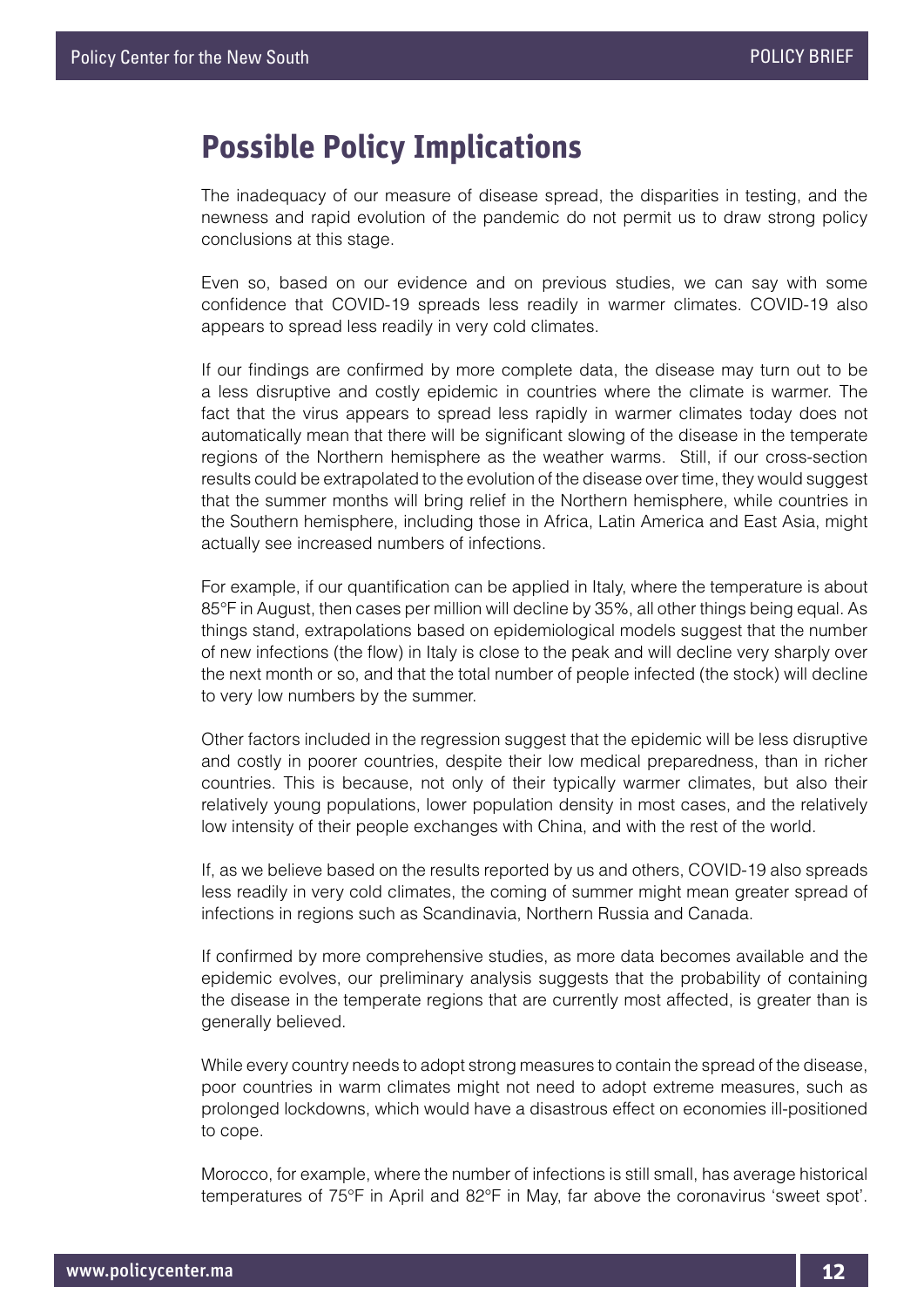## Possible Policy Implications

The inadequacy of our measure of disease spread, the disparities in testing, and the newness and rapid evolution of the pandemic do not permit us to draw strong policy conclusions at this stage.

Even so, based on our evidence and on previous studies, we can say with some confidence that COVID-19 spreads less readily in warmer climates. COVID-19 also appears to spread less readily in very cold climates.

If our findings are confirmed by more complete data, the disease may turn out to be a less disruptive and costly epidemic in countries where the climate is warmer. The fact that the virus appears to spread less rapidly in warmer climates today does not automatically mean that there will be significant slowing of the disease in the temperate regions of the Northern hemisphere as the weather warms. Still, if our cross-section results could be extrapolated to the evolution of the disease over time, they would suggest that the summer months will bring relief in the Northern hemisphere, while countries in the Southern hemisphere, including those in Africa, Latin America and East Asia, might actually see increased numbers of infections.

For example, if our quantification can be applied in Italy, where the temperature is about 85°F in August, then cases per million will decline by 35%, all other things being equal. As things stand, extrapolations based on epidemiological models suggest that the number of new infections (the flow) in Italy is close to the peak and will decline very sharply over the next month or so, and that the total number of people infected (the stock) will decline to very low numbers by the summer.

Other factors included in the regression suggest that the epidemic will be less disruptive and costly in poorer countries, despite their low medical preparedness, than in richer countries. This is because, not only of their typically warmer climates, but also their relatively young populations, lower population density in most cases, and the relatively low intensity of their people exchanges with China, and with the rest of the world.

If, as we believe based on the results reported by us and others, COVID-19 also spreads less readily in very cold climates, the coming of summer might mean greater spread of infections in regions such as Scandinavia, Northern Russia and Canada.

If confirmed by more comprehensive studies, as more data becomes available and the epidemic evolves, our preliminary analysis suggests that the probability of containing the disease in the temperate regions that are currently most affected, is greater than is generally believed.

While every country needs to adopt strong measures to contain the spread of the disease, poor countries in warm climates might not need to adopt extreme measures, such as prolonged lockdowns, which would have a disastrous effect on economies ill-positioned to cope.

Morocco, for example, where the number of infections is still small, has average historical temperatures of 75°F in April and 82°F in May, far above the coronavirus 'sweet spot'.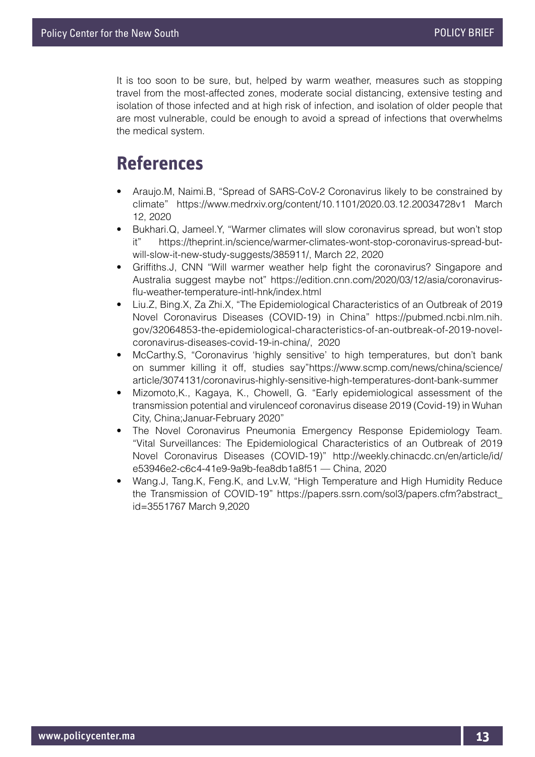It is too soon to be sure, but, helped by warm weather, measures such as stopping travel from the most-affected zones, moderate social distancing, extensive testing and isolation of those infected and at high risk of infection, and isolation of older people that are most vulnerable, could be enough to avoid a spread of infections that overwhelms the medical system.

# References

- Araujo.M, Naimi.B, "Spread of SARS-CoV-2 Coronavirus likely to be constrained by climate" https://www.medrxiv.org/content/10.1101/2020.03.12.20034728v1 March 12, 2020
- Bukhari.Q, Jameel.Y, "Warmer climates will slow coronavirus spread, but won't stop it" https://theprint.in/science/warmer-climates-wont-stop-coronavirus-spread-but-will-slow-it-new-study-suggests/385911/, March 22, 2020
- Griffiths.J, CNN "Will warmer weather help fight the coronavirus? Singapore and Australia suggest maybe not" https://edition.cnn.com/2020/03/12/asia/coronavirus-flu-weather-temperature-intl-hnk/index.html
- Liu.Z, Bing.X, Za Zhi.X, "The Epidemiological Characteristics of an Outbreak of 2019 Novel Coronavirus Diseases (COVID-19) in China" https://pubmed.ncbi.nlm.nih.gov/32064853-the-epidemiological-characteristics-of-an-outbreak-of-2019-novel-coronavirus-diseases-covid-19-in-china/, 2020
- McCarthy.S, "Coronavirus 'highly sensitive' to high temperatures, but don't bank on summer killing it off, studies say"https://www.scmp.com/news/china/science/article/3074131/coronavirus-highly-sensitive-high-temperatures-dont-bank-summer
- Mizomoto,K., Kagaya, K., Chowell, G. "Early epidemiological assessment of the transmission potential and virulenceof coronavirus disease 2019 (Covid-19) in Wuhan City, China;Januar-February 2020"
- The Novel Coronavirus Pneumonia Emergency Response Epidemiology Team. "Vital Surveillances: The Epidemiological Characteristics of an Outbreak of 2019 Novel Coronavirus Diseases (COVID-19)" http://weekly.chinacdc.cn/en/article/id/e53946e2-c6c4-41e9-9a9b-fea8db1a8f51 — China, 2020
- Wang.J, Tang.K, Feng.K, and Lv.W, "High Temperature and High Humidity Reduce the Transmission of COVID-19" https://papers.ssrn.com/sol3/papers.cfm?abstract_id=3551767 March 9,2020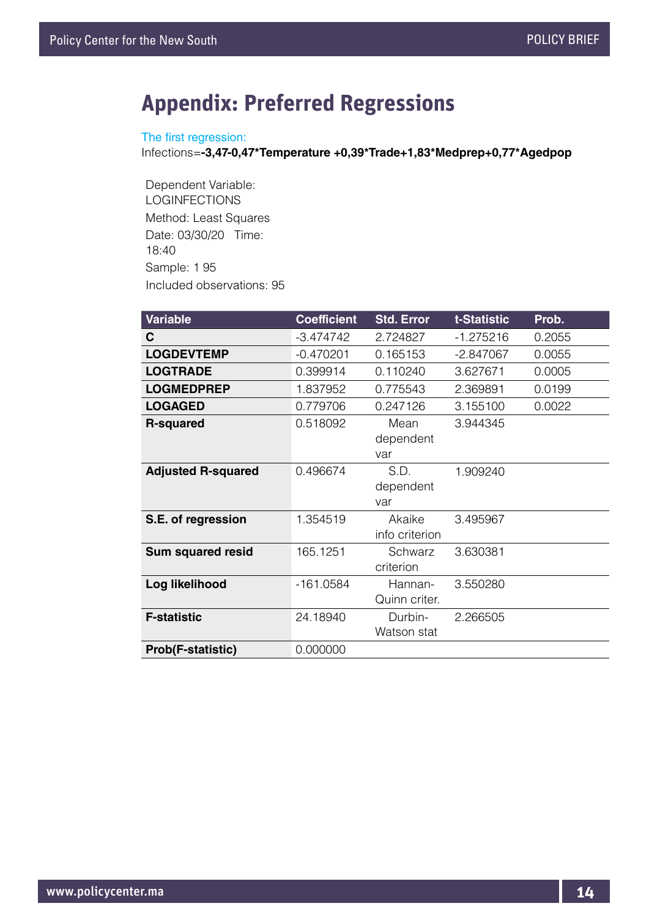# Appendix: Preferred Regressions

The first regression:

Infections=**-3,47-0,47*Temperature +0,39*Trade+1,83*Medprep+0,77*Agedpop**

Dependent Variable: LOGINFECTIONS
Method: Least Squares
Date: 03/30/20 Time: 18:40
Sample: 1 95
Included observations: 95

| Variable | Coefficient | Std. Error | t-Statistic | Prob. |
|---|---|---|---|---|
| **C** | -3.474742 | 2.724827 | -1.275216 | 0.2055 |
| **LOGDEVTEMP** | -0.470201 | 0.165153 | -2.847067 | 0.0055 |
| **LOGTRADE** | 0.399914 | 0.110240 | 3.627671 | 0.0005 |
| **LOGMEDPREP** | 1.837952 | 0.775543 | 2.369891 | 0.0199 |
| **LOGAGED** | 0.779706 | 0.247126 | 3.155100 | 0.0022 |
| **R-squared** | 0.518092 | Mean dependent var | 3.944345 | |
| **Adjusted R-squared** | 0.496674 | S.D. dependent var | 1.909240 | |
| **S.E. of regression** | 1.354519 | Akaike info criterion | 3.495967 | |
| **Sum squared resid** | 165.1251 | Schwarz criterion | 3.630381 | |
| **Log likelihood** | -161.0584 | Hannan-Quinn criter. | 3.550280 | |
| **F-statistic** | 24.18940 | Durbin-Watson stat | 2.266505 | |
| **Prob(F-statistic)** | 0.000000 | | | |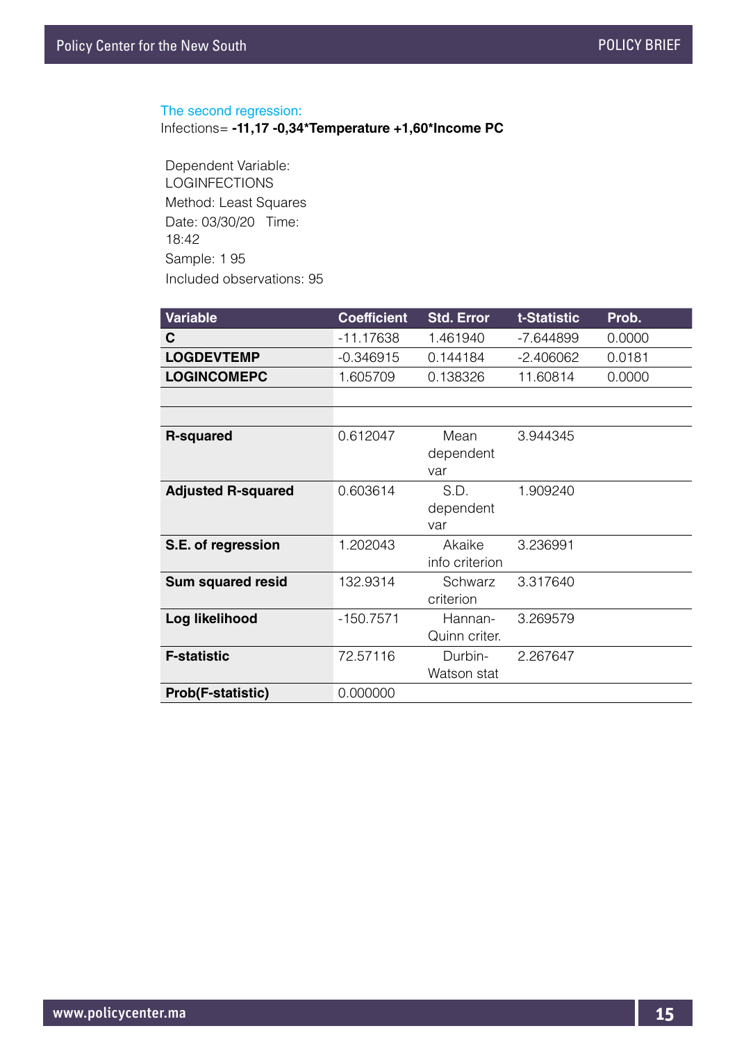The second regression:

Infections= **-11,17 -0,34*Temperature +1,60*Income PC**

Dependent Variable: LOGINFECTIONS
Method: Least Squares
Date: 03/30/20 Time: 18:42
Sample: 1 95
Included observations: 95

| Variable | Coefficient | Std. Error | t-Statistic | Prob. |
|---|---|---|---|---|
| **C** | -11.17638 | 1.461940 | -7.644899 | 0.0000 |
| **LOGDEVTEMP** | -0.346915 | 0.144184 | -2.406062 | 0.0181 |
| **LOGINCOMEPC** | 1.605709 | 0.138326 | 11.60814 | 0.0000 |
| | | | | |
| | | | | |
| **R-squared** | 0.612047 | Mean dependent var | 3.944345 | |
| **Adjusted R-squared** | 0.603614 | S.D. dependent var | 1.909240 | |
| **S.E. of regression** | 1.202043 | Akaike info criterion | 3.236991 | |
| **Sum squared resid** | 132.9314 | Schwarz criterion | 3.317640 | |
| **Log likelihood** | -150.7571 | Hannan-Quinn criter. | 3.269579 | |
| **F-statistic** | 72.57116 | Durbin-Watson stat | 2.267647 | |
| **Prob(F-statistic)** | 0.000000 | | | |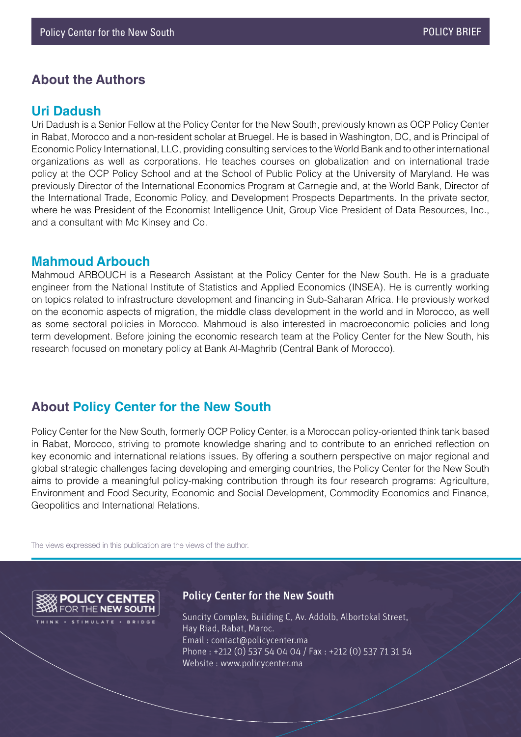## About the Authors

### Uri Dadush

Uri Dadush is a Senior Fellow at the Policy Center for the New South, previously known as OCP Policy Center in Rabat, Morocco and a non-resident scholar at Bruegel. He is based in Washington, DC, and is Principal of Economic Policy International, LLC, providing consulting services to the World Bank and to other international organizations as well as corporations. He teaches courses on globalization and on international trade policy at the OCP Policy School and at the School of Public Policy at the University of Maryland. He was previously Director of the International Economics Program at Carnegie and, at the World Bank, Director of the International Trade, Economic Policy, and Development Prospects Departments. In the private sector, where he was President of the Economist Intelligence Unit, Group Vice President of Data Resources, Inc., and a consultant with Mc Kinsey and Co.

### Mahmoud Arbouch

Mahmoud ARBOUCH is a Research Assistant at the Policy Center for the New South. He is a graduate engineer from the National Institute of Statistics and Applied Economics (INSEA). He is currently working on topics related to infrastructure development and financing in Sub-Saharan Africa. He previously worked on the economic aspects of migration, the middle class development in the world and in Morocco, as well as some sectoral policies in Morocco. Mahmoud is also interested in macroeconomic policies and long term development. Before joining the economic research team at the Policy Center for the New South, his research focused on monetary policy at Bank Al-Maghrib (Central Bank of Morocco).

## About Policy Center for the New South

Policy Center for the New South, formerly OCP Policy Center, is a Moroccan policy-oriented think tank based in Rabat, Morocco, striving to promote knowledge sharing and to contribute to an enriched reflection on key economic and international relations issues. By offering a southern perspective on major regional and global strategic challenges facing developing and emerging countries, the Policy Center for the New South aims to provide a meaningful policy-making contribution through its four research programs: Agriculture, Environment and Food Security, Economic and Social Development, Commodity Economics and Finance, Geopolitics and International Relations.

The views expressed in this publication are the views of the author.

POLICY CENTER FOR THE NEW SOUTH

THINK • STIMULATE • BRIDGE

**Policy Center for the New South**

Suncity Complex, Building C, Av. Addolb, Albortokal Street,
Hay Riad, Rabat, Maroc.
Email : contact@policycenter.ma
Phone : +212 (0) 537 54 04 04 / Fax : +212 (0) 537 71 31 54
Website : www.policycenter.ma